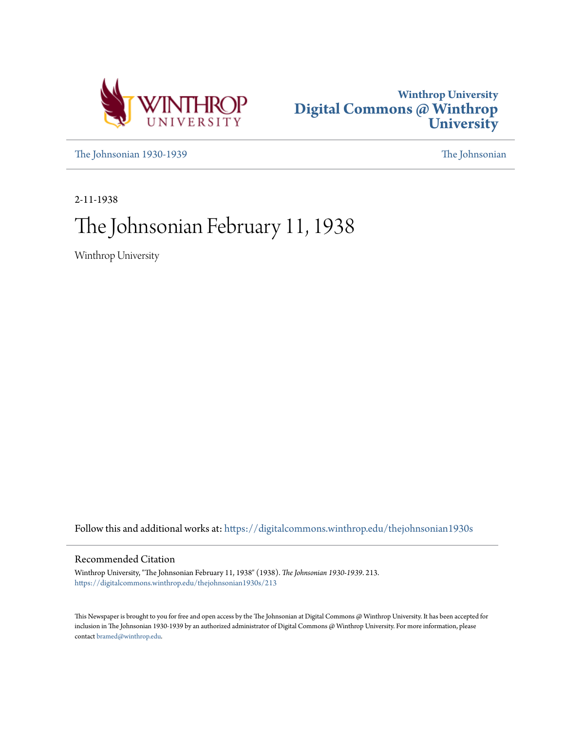Winthrop University
# Digital Commons @ Winthrop University

The Johnsonian 1930-1939

The Johnsonian

2-11-1938

# The Johnsonian February 11, 1938

Winthrop University

Follow this and additional works at: https://digitalcommons.winthrop.edu/thejohnsonian1930s

## Recommended Citation

Winthrop University, "The Johnsonian February 11, 1938" (1938). *The Johnsonian 1930-1939*. 213.
https://digitalcommons.winthrop.edu/thejohnsonian1930s/213

This Newspaper is brought to you for free and open access by the The Johnsonian at Digital Commons @ Winthrop University. It has been accepted for inclusion in The Johnsonian 1930-1939 by an authorized administrator of Digital Commons @ Winthrop University. For more information, please contact bramed@winthrop.edu.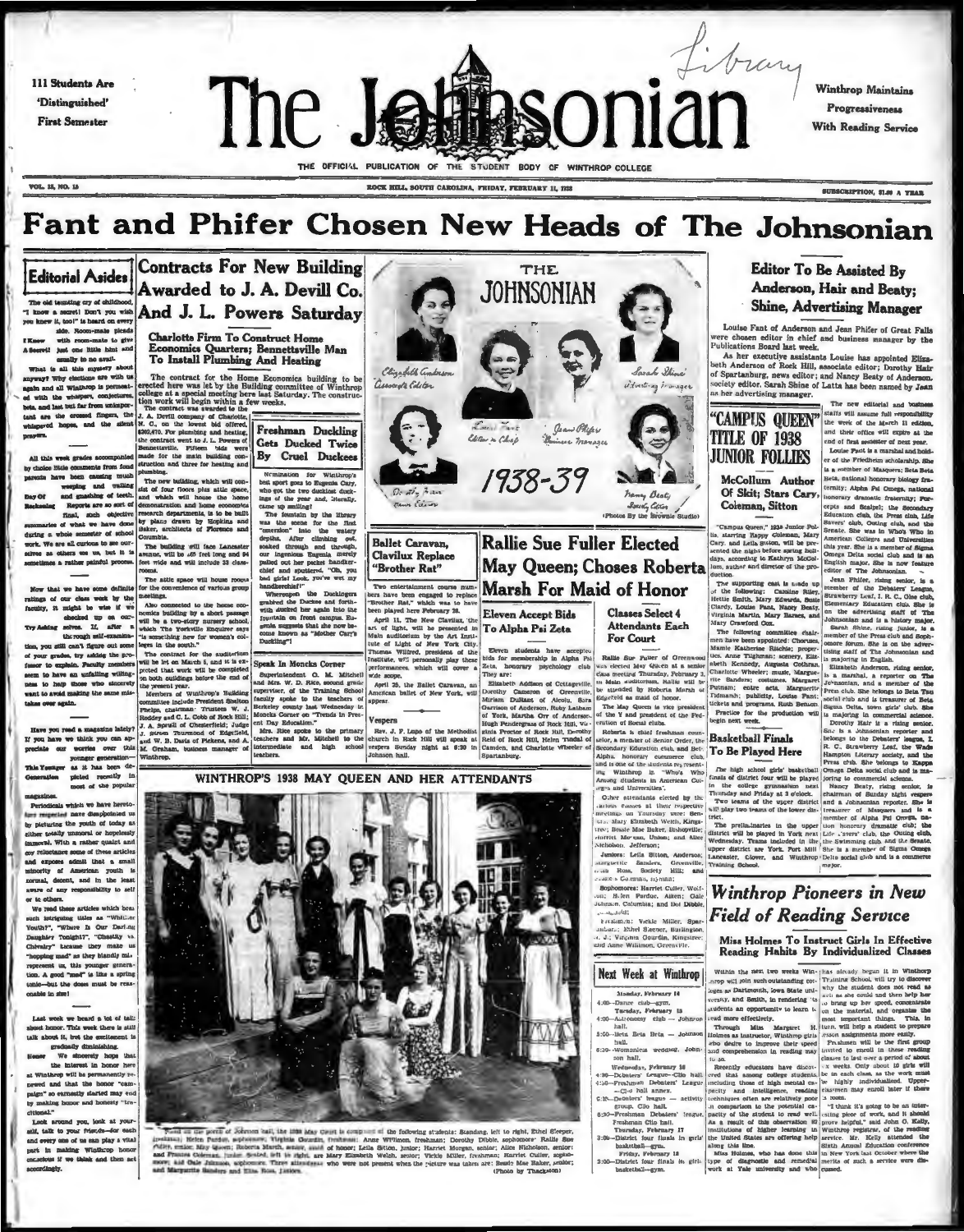111 Students Are 'Distinguished' First Semester

# The Johnsonian

Winthrop Maintains Progressiveness With Reading Service

THE OFFICIAL PUBLICATION OF THE STUDENT BODY OF WINTHROP COLLEGE

VOL. 15, NO. 15 — ROCK HILL, SOUTH CAROLINA, FRIDAY, FEBRUARY 11, 1938 — SUBSCRIPTION, $1.00 A YEAR

# Fant and Phifer Chosen New Heads of The Johnsonian

## Editorial Asides

The old taunting cry of childhood, "I know a secret! Don't you wish you knew it, too!" is heard on every side. Room-mate pleads "I know . . ." with room-mate to give a secret! Just one little hint and usually to no avail.

What is all this mystery about anyway? Why elections are with us again and all Winthrop is permeated with the whispers, conjectures, bets, and last but far from unimportant are the crossed fingers, the whispered hopes, and the silent prayers.

All this week grades accompanied by choice little comments from fond parents have been causing much weeping and wailing and gnashing of teeth.

**Day Of Reckoning**

Reports are so sort of final, such objective summaries of what we have done during a whole semester of school work. We are all curious to see ourselves as others see us, but it is sometimes a rather painful process.

Now that we have some definite ratings of our class work by the faculty, it might be wise if we checked up on ourselves.

**Try Asking**

If, after a thorough self-examination, you still can't figure out some of your grades, try asking the professor to explain. Faculty members seem to have an unfailing willingness to help those who sincerely want to avoid making the same mistakes over again.

Have you read a magazine lately? If you have we think you can appreciate our worries over this younger generation—

**This Younger Generation**

as it has been depicted recently in most of the popular magazines.

Periodicals which we have heretofore respected have disappointed us by picturing the youth of today as either totally unmoral or hopelessly immoral. With a rather quaint and coy reluctance some of these articles admit that a small minority of American youth is normal, decent, and in the least aware of any responsibility to self or to others.

We read these articles which bear such intriguing titles as "Whither Youth?", "Where Is Our Darling Daughter Tonight?", "Chastity vs. Chivalry" because they make us "hopping mad" as they blandly misrepresent us, this younger generation. A good "mad" is like a spring tonic—but the doses must be reasonable in size!

Last week we heard a lot of talk about honor. This week there is still talk about it, but the excitement is gradually diminishing.

**Honor**

We sincerely hope that the interest in honor here at Winthrop will be permanently renewed and that the honor "campaign" so earnestly started may end by making honor and honesty "traditional."

Look around you, look at yourself, talk to your friends—for each and every one of us can play a vital part in making Winthrop honor conscious if we think and then act accordingly.

## Contracts For New Building Awarded to J. A. Devill Co. And J. L. Powers Saturday

### Charlotte Firm To Construct Home Economics Quarters; Bennettsville Man To Install Plumbing And Heating

The contract for the Home Economics building to be erected here was let by the Building committee of Winthrop college at a special meeting here last Saturday. The construction work will begin within a few weeks.

The contract was awarded to the J. A. Devill company of Charlotte, N. C., on the lowest bid offered, $202,470. For plumbing and heating, the contract went to J. L. Powers of Bennettsville. Fifteen bids were made for the main building construction and three for heating and plumbing.

The new building, which will consist of four floors plus attic space, and which will house the home demonstration and home economics research departments, is to be built by plans drawn by Hopkins and Baker, architects of Florence and Columbia.

The building will face Lancaster avenue, will be 165 feet long and 94 feet wide and will include 33 classrooms.

The attic space will house rooms for the convenience of various group meetings.

Also connected to the home economics building by a short passage will be a two-story nursery school, which The Yorkville Enquirer says "is something new for women's colleges in the south."

The contract for the auditorium will be let on March 5, and it is expected that work will be completed on both buildings before the end of the present year.

Members of Winthrop's Building committee include President Shelton Phelps, chairman; Trustees W. J. Roddey and C. L. Cobb of Rock Hill; J. A. Spruill of Chesterfield; Judge J. Strom Thurmond of Edgefield, and W. B. Davis of Pickens, and A. M. Graham, business manager of Winthrop.

## Freshman Duckling Gets Ducked Twice By Cruel Duckees

Nomination for Winthrop's best sport goes to Eugenia Cary, who got the two duckiest duckings of the year and, literally, came up smiling!

The fountain by the library was the scene for the first "emersion" into the watery depths. After climbing out, soaked through and through, our ingenious Eugenia merely pulled out her pocket handkerchief and sputtered, "Oh, you bad girls! Look, you've wet my handkerchief!"

Whereupon the Ducklegers grabbed the Duckee and forthwith ducked her again into the fountain on front campus. Eugenia suggests that she now become known as "Mother Cary's Duckling"!

## Speak In Moncks Corner

Superintendent O. M. Mitchell and Mrs. W. D. Rice, second grade supervisor, of the Training School faculty spoke to the teachers of Berkeley county last Wednesday in Moncks Corner on "Trends in Present Day Education."

Mrs. Rice spoke to the primary teachers and Mr. Mitchell to the intermediate and high school teachers.

THE JOHNSONIAN 1938-39

Elizabeth Anderson, Associate Editor; Sarah Shine, Advertising Manager; Louise Fant, Editor-in-Chief; Jean Phifer, Business Manager; Dorothy Hair, News Editor; Nancy Beaty, Society Editor

(Photos by the Browne Studio)

## Ballet Caravan, Clavilux Replace "Brother Rat"

Two entertainment course numbers have been engaged to replace "Brother Rat," which was to have been played here February 28.

April 11, The New Clavilux, 'the art of light,' will be presented in Main auditorium by the Art Institute of Light of New York City. Thomas Wilfred, president of the Institute, will personally play these performances, which will cover a wide scope.

April 25, the Ballet Caravan, an American ballet of New York, will appear.

## Vespers

Rev. J. P. Lupo of the Methodist church in Rock Hill will speak at vespers Sunday night at 6:30 in Johnson hall.

## Rallie Sue Fuller Elected May Queen; Choses Roberta Marsh For Maid of Honor

### Eleven Accept Bids To Alpha Psi Zeta

Eleven students have accepted bids for membership in Alpha Psi Zeta, honorary psychology club. They are:

Elizabeth Addison of Cottageville, Dorothy Cameron of Greenville, Miriam DuRant of Alcolu, Sara Garrison of Anderson, Ruby Latham of York, Martha Orr of Anderson, Hugh Pendergrass of Rock Hill, Virginia Proctor of Rock Hill, Dorothy Reid of Rock Hill, Helen Tyndal of Camden, and Charlotte Wheeler of Spartanburg.

### Classes Select 4 Attendants Each For Court

Rallie Sue Fuller of Greenwood was elected May Queen at a senior class meeting Thursday, February 3, in Main auditorium. Rallie will be attended by Roberta Marsh of Edgefield as maid of honor.

The May Queen is vice president of the Y and president of the Federation of Rural clubs.

Roberta is chief freshman counselor, a member of Senior Order, the Secondary Education club, and Beta Alpha, honorary commerce club, and is one of the students representing Winthrop in "Who's Who Among Students in American Colleges and Universities."

Other attendants elected by the various classes at their respective meetings on Thursday were: Seniors: Mary Elizabeth Welch, Kingstree; Bessie Mae Baker, Bishopville; Harriet Morgan, Union; and Alice Nicholson, Jefferson;

Juniors: Leila Sitton, Anderson; Marguerite Sanders, Greenville; Elise Ross, Society Hill; and Frances Coleman, Union;

Sophomores: Harriet Culler, Wofford; Helen Purdue, Aiken; Gail Johnson, Columbia; and Dot Dibble, Bamberg;

Freshmen: Vickie Miller, Spartanburg; Ethel Sleeper, Burlington, N. J.; Virginia Gourdin, Kingstree; and Anne Williman, Greenville.

## Editor To Be Assisted By Anderson, Hair and Beaty; Shine, Advertising Manager

Louise Fant of Anderson and Jean Phifer of Great Falls were chosen editor in chief and business manager by the Publications Board last week.

As her executive assistants Louise has appointed Elizabeth Anderson of Rock Hill, associate editor; Dorothy Hair of Spartanburg, news editor; and Nancy Beaty of Anderson, society editor. Sarah Shine of Latta has been named by Jean as her advertising manager.

The new editorial and business staffs will assume full responsibility the week of the March 11 edition, and their office will expire at the end of first semester of next year.

Louise Fant is a marshal and holder of the Friedheim scholarship. She is a member of Masquers; Beta Beta Beta, national honorary biology fraternity; Alpha Psi Omega, national honorary dramatic fraternity; Forcepts and Scalpel; the Secondary Education club, the Press club, Life Savers' club, Outing club, and the Senate. She was in Who's Who in American Colleges and Universities this year. She is a member of Sigma Omega Delta social club and is an English major. She is now feature editor of The Johnsonian.

Jean Phifer, rising senior, is a member of the Debaters' League, Strawberry Leaf, I. R. C., Glee club, Elementary Education club. She is on the advertising staff of The Johnsonian and is a history major.

Sarah Shine, rising junior, is a member of the Press club and Sophomore forum. She is on the advertising staff of The Johnsonian and is majoring in English.

Elizabeth Anderson, rising senior, is a marshal, a reporter on The Johnsonian, and a member of the Press club. She belongs to Beta Tau social club and is treasurer of Beta Sigma Delta, town girls' club. She is majoring in commercial science.

Dorothy Hair is a rising senior. She is a Johnsonian reporter and belongs to the Debaters' league, I. R. C., Strawberry Leaf, the Wade Hampton Literary society, and the Press club. She belongs to Kappa Omega Delta social club and is majoring in commercial science.

Nancy Beaty, rising senior, is chairman of Sunday night vespers and a Johnsonian reporter. She is treasurer of Masquers and is a member of Alpha Psi Omega, national honorary dramatic club; the Life Savers' club, the Outing club, the Swimming club and the Senate. She is a member of Sigma Omega Delta social club and is a commerce major.

## "CAMPUS QUEEN" TITLE OF 1938 JUNIOR FOLLIES

### McCollum Author Of Skit; Stars Cary, Coleman, Sitton

"Campus Queen," 1938 Junior Follies, starring Happy Coleman, Mary Cary, and Leila Sitton, will be presented the night before spring holidays, according to Kathryn McCollum, author and director of the production.

The supporting cast is made up of the following: Caroline Riley, Hettie Smith, Mary Edwards, Susie Clardy, Louise Fant, Nancy Beaty, Virginia Martin, Mary Barnes, and Mary Crawford Cox.

The following committee chairmen have been appointed: Choruses, Mamie Katherine Ritchie; properties, Anne Tilghman; scenery, Elizabeth Kennedy, Augusta Cochran, Charlotte Wheeler; music, Marguerite Sanders; costumes, Margaret Putnam; entre acts, Marguerite Tidmarsh; publicity, Louise Fant; tickets and programs, Ruth Benson.

Practice for the production will begin next week.

## Basketball Finals To Be Played Here

The high school girls' basketball finals of district four will be played in the college gymnasium next Thursday and Friday at 3 o'clock.

Two teams of the upper district and two teams of the lower district will play.

The preliminaries in the upper district will be played in York next Wednesday. Teams included in the upper district will be York, Fort Mill, Lancaster, Clover, and Winthrop Training School.

## Winthrop Pioneers in New Field of Reading Service

### Miss Holmes To Instruct Girls In Effective Reading Habits By Individualized Classes

Within the next two weeks Winthrop will join such outstanding colleges as Dartmouth, Iowa State university, and Smith, in rendering its students an opportunity to learn to read more effectively.

Through Miss Margaret H. Holmes as instructor, Winthrop girls who desire to improve their speed and comprehension in reading may do so.

Recently educators have discovered that among college students, including those of high mental capacity and intelligence, reading techniques often are relatively poor in comparison to the potential capacity of the student to read well. As a result of this observation 80 institutions of higher learning in the United States are offering help along this line.

Miss Holmes, who has done this type of diagnostic and remedial work at Yale university and who has already begun it in Winthrop Training School, will try to discover why the student does not read as well as she could and then help her to bring up her speed, concentrate on the material, and organize the most important things. This, in turn, will help a student to prepare lesson assignments more easily.

Freshmen will be the first group invited to enroll in these reading classes to last over a period of about six weeks. Only about 10 girls will be in each class, as the work must be highly individualized. Upperclassmen may enroll later if there is room.

"I think it's going to be an interesting piece of work, and it should prove helpful," said John G. Kelly, Winthrop registrar, of the reading service. Mr. Kelly attended the Sixth Annual Education conference in New York last October where the merits of such a service were discussed.

## WINTHROP'S 1938 MAY QUEEN AND HER ATTENDANTS

Posed on the porch of Johnson hall, the 1938 May Court is composed of the following students: Standing, left to right, Ethel Sleeper, freshman; Helen Purdue, sophomore; Virginia Gourdin, freshman; Anne Williman, freshman; Dorothy Dibble, sophomore; Rallie Sue Fuller, senior, May Queen; Roberta Marsh, senior, maid of honor; Leila Sitton, junior; Harriet Morgan, senior; Alice Nicholson, senior; and Frances Coleman, junior. Seated, left to right, are Mary Elizabeth Welch, senior; Vickie Miller, freshman; Harriet Culler, sophomore; and Gail Johnson, sophomore. Three attendants who were not present when the picture was taken are: Bessie Mae Baker, senior; and Marguerite Sanders and Elise Ross, juniors. (Photo by Thackston)

## Next Week at Winthrop

**Monday, February 14**
- 4:00—Dance club—gym.

**Tuesday, February 15**
- 4:00—Astronomy club — Johnson hall.
- 5:00—Beta Beta Beta — Johnson hall.
- 6:30—Womanless wedding, Johnson hall.

**Wednesday, February 16**
- 4:30—Debaters' League—Clio hall.
- 4:50—Freshman Debaters' League—Clio hall annex.
- 6:30—Debaters' league — activity group, Clio hall.
- 6:30—Freshman Debaters' league, Freshman Clio hall.

**Thursday, February 17**
- 3:00—District four finals in girls' basketball—gym.

**Friday, February 18**
- 3:00—District four finals in girls' basketball—gym.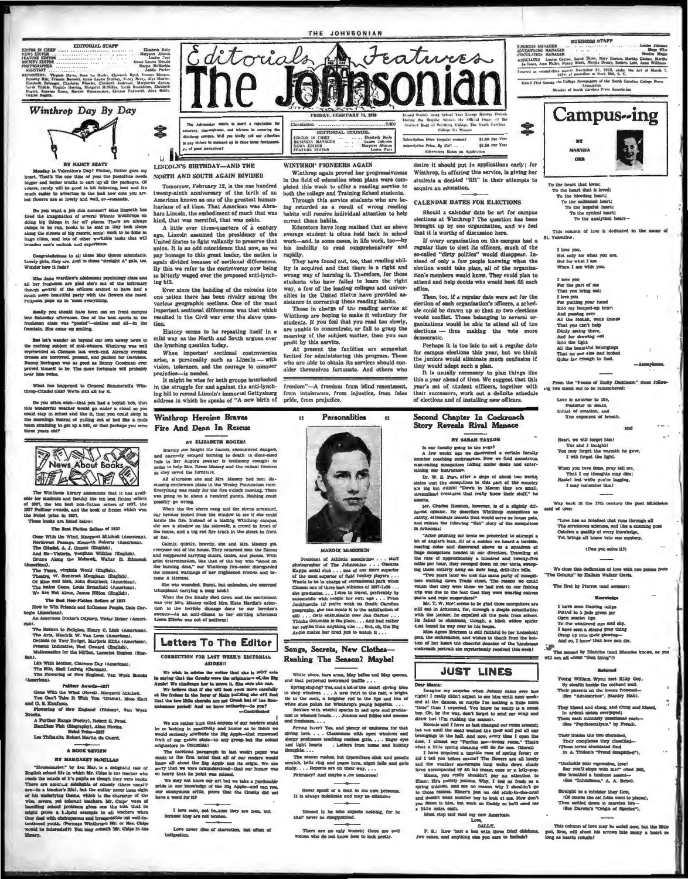# The Johnsonian

## Editorials Features

FRIDAY, FEBRUARY 11, 1938

**EDITORIAL STAFF**

EDITOR IN CHIEF ..... Elizabeth Kelly
NEWS EDITOR ..... Margaret Altman
FEATURE EDITOR ..... Louise Tant
SOCIETY EDITOR ..... Annie Laurie Donald
PHOTOGRAPHER ..... Margie McMeekin
ASSISTANT ..... Jeddie Parker

REPORTERS: Virginia Davis, Rosa Le Roche, Elizabeth Byrd, Harriet Morgan, Dorothy Rial, Frances Barnett, Annie Laurie Starkey, Nancy Beaty, Alys Hunter, Elizabeth Salinger, Charlotte Wheeler, Elizabeth Anderson, Marguerite Austin, Sarah Tribble, Virginia Herring, Margaret McMillan, Sarah Rosenblum, Elizabeth Rogers, Roxanne Gates, Harriet Wannamaker, Eleanor Foxworth, Alice Hollis, Virginia Rogers.

The Johnsonian wants to merit a reputation for accuracy, thoroughness, and fairness in covering the Winthrop campus. Will you kindly call our attention to any failure to measure up to these three fundamentals of good journalism?

**EDITORIAL COUNCIL**

Circulation ..... 2,400

EDITOR IN CHIEF ..... Elizabeth Kelly
BUSINESS MANAGER ..... Louise Johnson
NEWS EDITOR ..... Margaret Altman
FEATURE EDITOR ..... Louise Tant

Issued Weekly during School Year Except Holiday Periods During the Regular Session the Official Organ of the Student Body of Winthrop College, The South Carolina College for Women

Subscription Price (regular session) ..... $1.00 Per Year
Subscription Price, By Mail ..... $1.50 Per Year
Advertising Rates on Application

**BUSINESS STAFF**

BUSINESS MANAGER ..... Louise Johnson
ADVERTISING MANAGER ..... Margo Wise
CIRCULATION MANAGER ..... Mendra Moore
ASSOCIATES Louise Gaston, Sarah Shine, Mary Gaston, Martha Gaston, Martha Jo Jones, Jean Fuller, Nancy Black, Margie Bruey, Sodelle Lott, Anne Williams

Entered as second-class matter November 21, 1923, under the Act of March 3, 1879, at postoffice in Rock Hill, S. C.

Rated First Among the College Newspapers of the South Carolina College Press Association
Member of South Carolina Press Association

## Winthrop Day By Day

BY NANCY BEATY

Monday is Valentine's Day! Flutter, flutter goes my heart. That's the one time of year the postoffice needs bigger and better trucks to cart up all the packages. Of course, candy will be good (a bit fattening, too) and it's much easier to advertise to the hall how cute you are, but flowers are so lovely and well, er—romantic.

Do you want a job this summer? Miss Hogarth has fired the imagination of several Winnie Winthrops on doing big things in far off places. There are always camps to be run, books to be sold in tiny book shops along the streets of big resorts, social work to be done in huge cities, and lots of other workable tasks that will broaden one's outlook and experience.

Congratulations to all those May Queen attendants. Lovely girls, they are. And to those "straight A" gals, too. Wonder how it feels?

Miss Jane Wardlaw's adolescent psychology class and all her freshmen are glad she's out of the infirmary though several of the officers seemed to have had a much more beautiful party with the flowers she raised. Fullpans pops up in 'most everything.

Really you should have been out on front campus last Saturday afternoon. One of the best sports in the freshman class was "pooled"—clothes and all—in the fountain. She came up smiling.

But let's wander on beyond our own newsy news to the exciting subject of mid-winters. Winthrop was well represented at Clemson last week-end. Already evening dresses are borrowed, pressed, and packed for Davidson. Bunny Berrigan was as good as Benny Goodman ever proved himself to be. The more fortunate will probably hear him twice.

What has happened to General Summerall's Winthrop-Citadel club? We're still all for it.

Do you often wish—that you had a boyish bob, that this wonderful weather would go under a cloud so you could stay in school and like it, that you could sleep in the mornings instead of pulling out of bed like a mule team straining to get up a hill, or that perhaps you were three years old?

## News About Books

The Winthrop library announces that it has available for students and faculty the ten best fiction sellers of 1937, the ten best non-fiction sellers of 1937, the 1937 Pulitzer awards, and the book of fiction which won the Nobel prize in 1937.

These books are listed below:

**The Best Fiction Sellers of 1937**

Gone With the Wind, Margaret Mitchell (American).
Northwest Passage, Kenneth Roberts (American).
The Citadel, A. J. Cronin (English).
And So—Victoria, Vaughan Wilkins (English).
Drums Along the Mohawk, Walter D. Edmonds (American).
The Years, Virginia Woolf (English).
Theatre, W. Somerset Maugham (English).
Of Mice and Men, John Steinbeck (American).
The Rains Came, Louis Bromfield (American).
We Are Not Alone, James Hilton (English).

**The Best Non-Fiction Sellers of 1937**

How to Win Friends and Influence People, Dale Carnegie (American).
An American Doctor's Odyssey, Victor Heiser (American).
The Return to Religion, Henry C. Link (American).
The Arts, Hendrik W. Van Loon (American).
Orchids on Your Budget, Marjorie Hillis (American).
Present Indicative, Noel Coward (English).
Mathematics for the Million, Lancelot Hogben (English).
Life With Mother, Clarence Day (American).
The Nile, Emil Ludwig (German).
The Flowering of New England, Van Wyck Brooks (American).

**Pulitzer Awards—1937**

Gone With the Wind (Novel), Margaret Mitchell.
You Can't Take It With You (Drama), Moss Hart and G. S. Kaufman.
Flowering of New England (History), Van Wyck Brooks.
A Further Range (Poetry), Robert S. Frost.
Hamilton Fish (Biography), Allan Nevins.

**Nobel Prize—1937**

Les Thibaults, Robert Martin du Guard.

### A BOOK REVIEW

BY MARGARET McMILLAN

"Housemaster," by Ian Hay, is a delightful tale of English school life in which Mr. Chips is the teacher who reads the minds of b's pupils as though they were books. There are amusing sidelights of comedy (there usually are—in a teacher's life), but the author never loses sight of his underlying theme, which is the character of the wise, serene, yet tolerant teacher. Mr. Chips' ways of handling school problems gives one the idea that he might prove a helpful example to all teachers when they deal with obstreperous and irresponsible but well-intentioned youth. (Perhaps Winthrop's Mr. or Mrs. Chips would be interested?) You may consult Mr. Chips in the library.

## LINCOLN'S BIRTHDAY—AND THE NORTH AND SOUTH AGAIN DIVIDED

Tomorrow, February 12, is the one hundred twenty-ninth anniversary of the birth of an American known as one of the greatest humanitarians of all time. That American was Abraham Lincoln, the embodiment of much that was kind, that was merciful, that was noble.

A little over three-quarters of a century ago, Lincoln assumed the presidency of the United States to fight valiantly to preserve that union. It is an odd coincidence that now, as we pay homage to this great leader, the nation is again divided because of sectional differences. By this we refer to the controversy now being so bitterly waged over the proposed anti-lynching bill.

Ever since the banding of the colonies into one nation there has been rivalry among the various geographic sections. One of the most important sectional differences was that which resulted in the Civil war over the slave question.

History seems to be repeating itself in a mild way as the North and South argues over the lynching question today.

When important sectional controversies arise, a personality such as Lincoln — with vision, tolerance, and the courage to conquer prejudice—is needed.

It might be wise for both groups interlocked in the struggle for and against the anti-lynching bill to reread Lincoln's immortal Gettysburg address in which he speaks of "A new birth of freedom"—A freedom from blind resentment, from intolerance, from injustice, from false pride, from prejudice.

## WINTHROP PIONEERS AGAIN

Winthrop again proved her progressiveness in the field of education when plans were completed this week to offer a reading service to both the college and Training School students.

Through this service students who are being retarded as a result of wrong reading habits will receive individual attention to help correct these habits.

Educators have long realized that an above average student is often held back in school work—and, in some cases, in life work, too—by his inability to read comprehensively and rapidly.

They have found out, too, that reading ability is acquired and that there is a right and wrong way of learning it. Therefore, for those students who have failed to learn the right way, a few of the leading colleges and universities in the United States have provided assistance in correcting these reading habits.

Those in charge of the reading service at Winthrop are hoping to make it voluntary for students. If you feel that you read too slowly, are unable to concentrate, or fail to grasp the meaning of the subject matter, then you can profit by this service.

At present the facilities are somewhat limited for administering this program. Those who are able to obtain its services should consider themselves fortunate. And others who desire it should put in applications early; for Winthrop, in offering this service, is giving her students a decided "lift" in their attempts to acquire an education.

## CALENDAR DATES FOR ELECTIONS

Should a calendar date be set for campus elections at Winthrop? The question has been brought up by one organization, and we feel that it is worthy of discussion here.

If every organization on the campus had a regular time to elect its officers, much of the so-called "dirty politics" would disappear. Instead of only a few people knowing when the election would take place, all of the organization's members would know. They could plan to attend and help decide who would best fill each office.

Then, too, if a regular date were set for the election of each organization's officers, a schedule could be drawn up so that no two elections would conflict. Those belonging to several organizations would be able to attend all of the elections — thus making the vote more democratic.

Perhaps it is too late to set a regular date for campus elections this year, but we think the juniors would eliminate much confusion if they would adopt such a plan.

It is usually necessary to plan things like this a year ahead of time. We suggest that this year's set of student officers, together with their successors, work out a definite schedule of elections and of installing new officers.

## Campus-ing

BY MARTHA ORR

To the heart that loves;
To the heart that is loved;
To the bleeding heart;
To the saddened heart;
To the hopeful heart;
To the cynical heart;
To the analytical heart—

This column of love is dedicated in the name of St. Valentine.

I love you,
Not only for what you are,
But for what I am
When I am with you.

I love you
For the part of me
That you bring out;
I love you
For putting your hand
Into my heaped-up heart
And passing over
All the foolish, weak things
That you can't help
Dimly seeing there,
And for drawing out
Into the light
All the beautiful belongings
That no one else had looked
Quite far enough to find.

—Anonymous.

From the "Poems of Emily Dickinson" these following two stand out to be remembered:

Love is anterior to life,
Posterior to death,
Initial of creation, and
The exponent of breath.

and

Heart, we will forget him!
You and I tonight!
You may forget the warmth he gave,
I will forget the light.

When you have done, pray tell me,
That I my thoughts may dim;
Haste! lest while you're lagging,
I may remember him!

Way back in the 17th century the poet Middleton said of love:

"Love has an intellect that runs through all
The scrutinous sciences, and like a cunning poet
Catches a quality of every knowledge,
Yet brings all home into one mystery,

(Can you solve it?)

We close this dedication of love with two poems from "The Column" by Hallam Walker Davis.

The first by Pierrot (and serious):

**Knowledge**

I have seen flaming tulips
Potted in a jade green jar
Open scarlet lips
To the windowed sun and sky.
I have seen a strange gray thing
Creep up into their glowing—
And so, I know that love can die.

The second by Blanche (and Blanche knows, as you will see, all about "that thing"!)

**Referred**

Young William Wynn met Kitty Coy,
By stealth beside the orchard wall.
Their parents on the lovers frowned—
(See "Adolescence", Stanley Hall).

They kissed and clung, and clung and kissed,
In ardent union overjoyed;
Then each minutely questioned each—
(See "Psychoanalysis," by Freud).

Their libidos the two discussed,
Their complexes they classified—
(These terms elucidated find
In A. Tridon's "Freud Simplified").

"Unshakable your repression, love!
Say you'll elope with me!" cried Bill,
She breathed a hesitant assent—
(See "Inhibitions," A. A. Brice).

Straight to a minister they flew,
(Of course the old folks went to pieces),
Then settled down to married life—
(See Darwin's "Origin of Species").

This column of love may be ended now, but the little god, Eros, will shoot his arrows into many a heart as long as hearts remain!

## Winthrop Heroine Braves Fire And Dean In Rescue

BY ELIZABETH ROGERS

Bravely she fought the flames, encountered dangers, and narrowly escaped burning to death (a dime-sized hole in her Angora sweater is testimony enough) in order to help Mrs. Reese Massey and the valiant firemen as they saved the furniture.

All afternoon she and Mrs. Massey had been discussing conference plans in the Wesley Foundation room. Everything was ready for the five o'clock meeting. There was going to be about a hundred guests. Nothing could possibly go wrong.

When the fire alarm rang and the sirens screamed, our heroine looked from the window to see if she could locate the fire. Instead of a blazing Winthrop campus, she saw a shadow on the sidewalk, a crowd in front of the house, and a big red fire truck in the street in front of her.

Calmly, quietly, bravely, she and Mrs. Massey got everyone out of the house. They returned into the flames and reappeared carrying chairs, tables, and pianos. With grim determination, like that of the boy who "stood on the burning deck," our Winthrop fire-eater disregarded the shouted warnings of her frightened friends and became A Heroine.

She was wounded. Burnt, but unbeaten, she emerged triumphant carrying a song book!

When the fire finally died down and the excitement was over Mrs. Massey called Mrs. Kate Hardin's attention to the terrible damage done to our heroine's sweater—As an anti-climax to her exciting afternoon Lissa Ellerbe was out of uniform!

## Letters To The Editor

**CORRECTION FOR LAST WEEK'S EDITORIAL ASIDES!!**

We wish to advise the writer that she is NOT sale in saying that the Greeks were the originators of the Big Apple! We challenge her to prove it. She says she can. We believe that if she will look even more carefully at the friezes in the foyer of Main building she will find that the two little cherubs are not Greek but of Italian Renaissance period! And we have authority—do you?

—Contributed

We are rather sure that anyone of our readers could be so lacking in sensitivity and humor as to think we would seriously attribute the Big Apple—that renowned fruit of our native state—to any group but the actual originators in Columbia!

The facetious paragraph in last week's paper was made in the firm belief that all of our readers would know all about the Big Apple and its origin. We are sorry that we were misunderstood—that our humor was so heavy that its point was missed.

We may not know our art but we take a pardonable pride in our knowledge of the Big Apple—and can you, our anonymous critic, prove that the Greeks did not have a word for it?

I love men, not because they are men, but because they are not women.

Love never dies of starvation, but often of indigestion.

## Personalities

MARGIE McMEEKIN

President of Athletic association . . . staff photographer of The Johnsonian . . . Omama Kappa social club . . . one of the more superior of the most superior of field hockey players . . . Wants to be in charge of recreational park when Chosen one of three best athletes of 1937-1938 . . . she graduates . . . Likes to travel, preferably by automobile with people her own age . . . From Jenkinsville (if you're weak on South Carolina geography, she can locate it to the satisfaction of all) . . . Gets enthusiastic over Jean Garber . . . Thinks Columbia is the place. . . . And had rather eat apples than anything else . . . But, oh, the Big Apple makes her tired just to watch it . . .

## Songs, Secrets, New Clothes—Rushing The Season? Maybe!

White shoes, bare arms, May belles and May queens, and that perpetual townward traffic . . .

Spring styling? Yes, and a lot of the smart spring blue in shop windows. . . . A new twirl to the hair, a bright tie to the neck, a brighter red to the lips and lots of white shoe polish for Winthrop's young hopefuls. . . . Seniors with wistful sparks in and eyes and graduation in winsome heads. . . . Juniors and follies and messes and freshmen. . . .

Spring fever? Yes, and plenty of uniforms for that spring love. . . . Classrooms with open windows and sleepy professors teaching restless girls. . . . Eager eyes and light hearts . . . Letters from home and holiday thoughts . . .

The season rushes, but typewriters click and pencils scratch, bells ring and pages turn, night falls and girls study. . . . Reports are on their way. . . .

February? And maybe a new tomorrow!

Never speak of a man in his own presence. It is always indelicate and may be offensive.

Blessed is he who expects nothing, for he shall never be disappointed.

There are no ugly women; there are only women who do not know how to look pretty.

## Second Chapter In Cockroach Story Reveals Rival Menace

BY SARAH TAYLOR

Is our faculty going to the bugs?

A few weeks ago we discovered a certain faculty member coaching cockroaches. Now we find monstrous, man-eating mosquitoes hiding under desks and entertaining our instructors.

Dr. W. B. Furr, after a siege of about two weeks, states that the mosquitoes in this part of the country are big but dumb! "Down in Macon they are small, streamlined creatures that really know their stuff," he asserts.

Mr. Charles Houston, however, is of a slightly different opinion. He describes Winthrop mosquitoes as dainty, effeminate insects that would serve as house pets, and relates the following "fish" story of the mosquitoes in Arkansas:

"After pitching our tents we proceeded to attempt a bit of angler's luck. All of a sudden we heard a terrible, roaring noise and discovered above us a squadron of huge mosquitoes headed in our direction. Traveling at the rate of approximately a hundred and twenty-five miles per hour, they swooped down on our tents, sweeping them entirely away on their long, drill-like bills.

"Two years later we met this same party of mosquitoes walking down Trade street. The reason we could vouch that they were those we had met on our fishing trip was due to the fact that they were wearing canvas pants and rope suspenders!"

Mr. T. W. Noel seems to be glad those mosquitoes are still out in Arkansas, for, through a simple consultation with the janitor, he expelled all the pests from school. He failed to eliminate, though, a black widow spider that found its way over to his house.

Miss Agnes Erickson is still faithful to her household pets, the cockroaches, and wishes to thank from the bottom of her heart the cheerful donator of the handsome cockroach portrait she mysteriously received this week!

## JUST LINES

Dear Mama:

Imagine my surprise when Johnny came over last night! I really didn't expect to see him until next weekend at the dances, so maybe I'm making a little more "time" than I expected. You know he really is a sweet boy. Oh, by the way, don't forget to send my wrap and straw hat (I'm rushing the season).

Roomie and I have at last changed our room around; but not until the maid washed the floor and put all our belongings in the hall. And now, every time I open the door, I almost say "Pardon me—wrong room." That's what a little spring cleaning will do for one. (Moral)

I have acquired a terrible case of spring fever; or did I tell you before exams? The flowers are all lovely and the weather encourages long walks down shady lanes accompanied by an ice cream cone or a lolly-pop.

Mama, you really shouldn't pay an attention to Elmer. He's merely jealous. Why, I feel as fresh as a spring chicken, and see no reason why I shouldn't go to those dances. Elmer's just an old stick-in-the-mud and doesn't want another boy to look at me. Now don't you listen to him, but work on Daddy so he'll send me a little extra cash.

Must stop and read my new American.

Love,

SALLY.

P. S.: How 'bout a box with three fried chickens, two cakes, and anything else you care to include?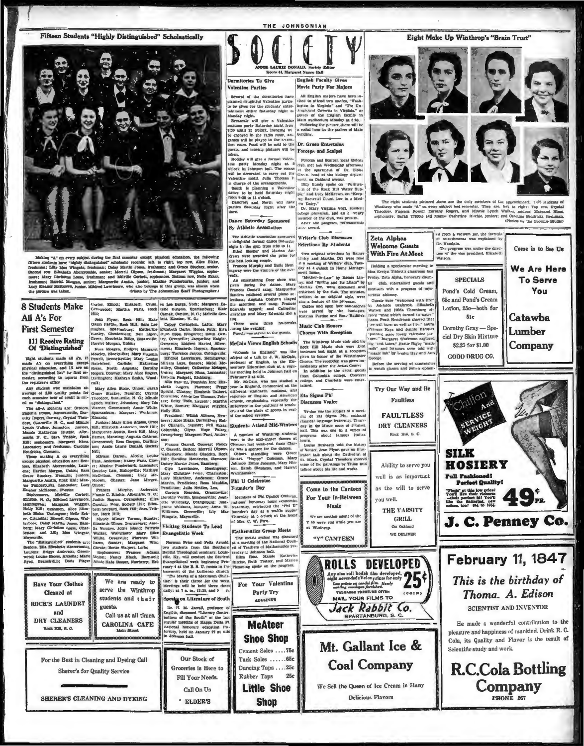## Fifteen Students "Highly Distinguished" Scholastically

Making "A" on every subject during the first semester except physical education, the following fifteen students have "highly distinguished" scholastic records: left to right, top row, Alice Blake, freshman; Lilly Mae Wingate, freshman; Daisy Martin Jones, freshman; and Grace Stuckey, senior. Second row, Elizabeth Abercrombie, senior; Morrell Gipson, freshman; Margaret Wiggins, sophomore; Mary Christine Lowe, freshman; and Melville Corbett, sophomore. Bottom row, Nelle Ecker, freshman; Harriet Morgan, senior; Marguerite Austin, junior; Maxine Funderburk, junior; and Lucy Eleanor McKeown, junior. Mildred Lawrimore, who also belongs to this group, was absent when the picture was taken. (Photo by The Johnsonian Staff Photographer.)

## 8 Students Make All A's For First Semester

### 111 Receive Rating Of 'Distinguished'

Eight students made all A's, 15 made A's on everything except physical education, and 111 are on the "distinguished list" for first semester, according to reports from the registrar's office.

Any student who maintains an average of 2.50 quality points for each semester hour of credit is rated as "distinguished."

The all-A students are: Seniors, Eugenia Powell, Bennettsville, Dorothy Rogers, Conway, Crystal Theodore, Statesville, N. C., and Minnie Lynch Walker, Johnston; juniors, Mamie Katherine Ritchie, Albemarle, N. C., Sara Tribble, Rock Hill; sophomore, Margaret Nims, Lancaster; and freshman, Caroline Hendricks, Clemson.

Those making A on everything except physical education are: Seniors, Elizabeth Abercrombie, Laurens; Harriet Morgan, Union; Sara Grace Stuckey, Nesmith; juniors, Marguerite Austin, Rock Hill; Maxine Funderburk, Lancaster; Lucy Eleanor McKeown, Chester.

Sophomores, Melville Corbett, Kinston, N. C.; Mildred Lawrimore, Hemingway; Margaret Wiggins, Holly Hill; freshmen, Alice Elizabeth Blake, Darlington; Nelle Ecker, Columbia; Morrell Gipson, Walterboro; Daisy Martin Jones, Bamberg; Mary Christine Lowe, Charleston; and Lilly Mae Wingate, Mayesville.

The "distinguished" students are: Seniors, Ella Elizabeth Abercrombie, Laurens; Briggs Anderson, Greenwood; Louise Boone, Arcadia; Marie Byrd, Branchville; Doris Player Carter, Elliott; Elizabeth Crum, Greenwood; Martha Faris, Rock Hill;

Jean Flynn, Rock Hill; Kate Glenn Hardin, Rock Hill; Sara Lee Hughes, Spartanburg; Katherine Hanley, Chesterfield; Nell Ligon, Greer; Henrietta Miles, Estatsville; Harriet Morgan, Union;

Mora Morgan, Hodges; Margaret Moseley, Ninety-Six; Mary Eugenia Powell, Bennettsville; Mary Louise Ratchford, Carlisle; Katherine Reese, North Augusta; Dorothy Rogers, Conway; Mary Alice Rogers, Darlington; Kathryn Smith, Woodruff;

Mary Allen Stone, Union; Sarah Grace Stuckey, Nesmith; Crystal Theodore, Statesville, N. C.; Minnie Lynch Walker, Johnston; Mary Ida Warner, Greenwood; Annie White, Spartanburg; Margaret Workman, Kinards;

Juniors: Mary Ellen Adams, Cross Hill; Elizabeth Anderson, Rock Hill; Marguerite Austin, Rock Hill; Mary Farmer, Manning; Augusta Cothran, Greenwood; Bess Dargan, Darlington; Annie Laurie Donald, Society Hill;

Miriam Duran, Abbeville; Louise Fant, Anderson; Nancy Faris, Clover; Maxine Funderburk, Lancaster; Dorothy Law, Bishopville; Kathryn McCollum, Clemson; Lucy McKeown, Chester; Jane Morgan, Union;

Frances Murphy, Anderson; Mamie C. Ritchie, Albemarle, N. C.; Judith Rogers, Orangeburg; Eliza Caroline Ross, Society Hill; Elizabeth Shepard, Rock Hill; Sara Tribble, Rock Hill;

Maude Minter Turner, Sumter; Elizabeth Ulmer, Orangeburg; Amelia Vereen, Johns Island; Patricia Walker, Walterboro; Mary Ellen White, Greenville; Florence Williams, Sumter; Margaret Wise, Chester; Bertie Walpert, Loris;

Sophomores: Frances Adams, Union; Nancy Black, Barnwell; Annie Kate Booser, Newberry; Helen Lee Burge, York; Margaret Estelle Burgess, Spartanburg; Blair Camak, Canton, N. C.; Melville Corbett, Kinston, N. C.;

Cappy Covington, Latta; Mary Elizabeth Darby, Honea Path; Elva Ruth Epps, Kingstree; Edith Gentry, Greenville; Jacqueline Haigler, Cameron; Mildred Havird, Silverstreet; Elizabeth Hopper, Spartanburg; Terrence Jaques, Cottageville;

Mildred Lawrimore, Hemingway; Miriam Laye, Seneca; Mabel McAlley, Chester; Catherine Metzger, Union; Margaret Nims, Lancaster; Isabella Padgett, Richburg;

Alta Parrish, Fountain Inn; Elizabeth Rogers, Florence; Peggy Sprunt, Clinton; Elizabeth Talbert, Columbia; Annie Lee Thomas, Fairfax; Betty Todd, Laurens; Martha White, Sumter; Margaret Wiggins, Holly Hill;

Freshmen: Wilma Abrams, Newberry; Alice Blake, Darlington; Hallie Chandler, Sumter; Nell Ecker, Columbia; Glynn Hope Fairey, Orangeburg; Margaret Fant, Anderson;

Frances Garrell, Conway; Nancy C. Garrett, Belton; Morrell Gipson, Walterboro; Maude Gladden, Rock Hill; Caroline Hendricks, Clemson; Daisey Martin Jones, Bamberg;

Clyo Lawrimore, Hemingway; Mary Christine Lowe, Charleston; Lucy McArthur, Anderson; Grace Martin, Pendleton; Rosa Mauldin, Pendleton; Julia Nettles, Lee,

Carolyn Reardon, Orangeville; Dorothy Verdin, Simpsonville; Jeanette Willenaky, Orangeburg; Josephine Williams, Sumter; Anne W. Williman, Greenville; Lily Mae Wingate, Mayesville.

---

Have Your Clothes Cleaned at ROCK'S LAUNDRY and DRY CLEANERS Rock Hill, S. C.

We are ready to serve the Winthrop students and their guests. Call us at all times. CAROLINA CAFE Main Street

For the Best in Cleaning and Dyeing Call Sherer's for Quality Service — SHERER'S CLEANING AND DYEING

---

# SOCIETY

ANNIE LAURIE DONALD, Society Editor
Room 44, Margaret Nance Hall

### Dormitories To Give Valentine Parties

Several of the dormitories have planned delightful Valentine parties to be given for the students' entertainment either Saturday night or Monday night.

Breazeale will give a Valentine costume party Saturday night from 8:30 until 11 o'clock. Dancing will be enjoyed in the radio room, and games will be played in the recreation room. Food will be sold to the guests, and moving pictures will be taken.

Roddey will give a formal Valentine party Monday night at 8 o'clock in Johnson hall. The rooms will be decorated to carry out the Valentine motif. Julia Thomas is in charge of the arrangements.

South is planning a Valentine dance to be held Saturday night from 8:30 to 11 o'clock.

Bancroft and North will have parties Saturday night after the show.

### Dance Saturday Sponsored By Athletic Association

The Athletic association sponsored a delightful formal dance Saturday night in the gym from 8:30 to 11.

Ethel Sberger and Marian Andrews were awarded the prize for the best looking couple.

Frances Murphy and Belle Hemingway were the winners of the cakewalk.

An entertaining floor show was given during the dance. Mary Frances Oneill sang; Marguerite Sanders rendered several piano selections; Augusta Cothran played the accordion and sang; Frances Edwards tapped; and Catherine Graham and Mary Edwards did a clog.

There were three no-breaks during the evening.

Punch was served to the guests.

### McCain Views English Schools

"Schools in England" was the subject of a talk by J. W. McCain, professor of English, to the Elementary Education club at a regular meeting held in Johnson hall on February 3 at 4:30.

Mr. McCain, who has studied a year in England, commented on the different standards, customs, and expenses of English and American schools, emphasizing especially the difference in the positions of teachers and the place of sports in each of the school systems.

### Students Attend Mid-Winters

A number of Winthrop students went to the mid-winter dances at Clemson last week-end. Susie Clardy was a sponsor for the dances.

Others attending were Grace Stuart, "Happy" Coleman, Mary Johnson, Emmy Johnson, Mary Hinson, Sarah Stephens, and Harriet Wannamaker.

### Phi U Celebrates Founder's Day

Members of Phi Upsilon Omicron, national honorary home economics fraternity, celebrated the "Phi U" founder's day at a waffle supper Thursday at 5 o'clock at the home of Mrs. C. W. Frye.

### Visiting Students To Lead Evangelistic Week

Norman Price and Felts Arnold, two students from the Southern Baptist Theological seminary, Louisville, Ky., will conduct the Student Evangelistic week beginning February 4 at the B. S. U. rooms in the basement of the Lutheran church.

"The Marks of a Maximum Christian" is their theme for the week. Meetings will be held three times daily: at 8 a. m., 12:30, and 9 p. m.

### Speaks on Literature of South

Dr. H. M. Jarrell, professor of English, discussed "Literary Contributions of the South" at the last regular meeting of Kappa Delta Pi, national honorary education fraternity, held on January 27 at 4:30 in Johnson hall.

### English Faculty Gives Movie Party For Majors

All English majors have been invited to attend two movies, "Washington in Virginia" and "The Underground Caverns in Virginia," as guests of the English faculty in Main auditorium Monday at 6:30.

Following the picture, there will be a social hour in the parlors of Main building.

### Dr. Green Entertains Forceps and Scalpel

Forceps and Scalpel, local biology club, met last Wednesday afternoon at the apartment of Dr. Eloise Green, head of the biology department, on Oakland avenue.

Billy Bundy spoke on "Purification of the Rock Hill Water Supply," and Lucy McKeown, on "Keeping Bacterial Count Low in a Modern Dairy."

Dr. Mary Virginia Vogt, resident college physician, and an honorary member of the club, was present.

After the program, refreshments were served.

### Writer's Club Discusses Selections By Students

Two original selections by Reiner Lindsey and Martha Orr were read at a meeting of Writers' club, Tuesday at 4 o'clock in Home Management house.

"Mother-in-Law" by Reiner Lindsey, and "Spring and Its Lilacs" by Martha Orr, were discussed and criticized by the club. The minutes, written in an original style, were also a feature of the program.

Coffee and open face sandwiches were served by the hostesses, Katrina Pardue and Rosa Ruddick.

### Music Club Honors Chorus With Reception

The Winthrop Music club and the Rock Hill Music club were joint hostesses last night at a reception given in honor of the Westminster Chorus. The reception was given immediately after the Artist Course.

In addition to the choir, guests from Columbia college, Converse college, and Charlotte were entertained.

### Eta Sigma Phi Discusses Venice

Venice was the subject of a meeting of Eta Sigma Phi, national classical language fraternity, Thursday in the Music room of Johnson hall. This was one in a series of programs about famous Italian towns.

Louise Buchardt told the history of Venice. Jean Flynn gave an illustrated talk about the Cathedral of St. Mark. Crystal Theodore showed some of the paintings by Titian and talked about his life and works.

### Mathematics Group Meets

The metric system was discussed at a meeting of the National Council of Teachers of Mathematics yesterday in Johnson hall.

Eliza Ross, Mamie Katherine Ritchie, Ruth Trotter, and Marion Flemming spoke on the program.

Come to the Canteen For Your In-Between Meals — We are another agent of the Y to serve you while you are at Winthrop. "Y" CANTEEN

For Your Valentine Party Try ADELINE'S

Our Stock of Groceries is Here to Fill Your Needs. Call On Us — ELDER'S

McAteer Shoe Shop — Cement Soles ....75c; Tack Soles ......65c; Dancing Taps ....25c; Rubber Taps 25c — Little Shoe Shop

ROLLS DEVELOPED 25¢ — Any size roll kodak film developed, eight never-fade Velox prints for only 25¢ (coin). Low prices on candid film. Ready mailing envelopes furnished. VALUABLE PREMIUMS GIVEN. MAIL YOUR FILMS TO Jack Rabbit Co. SPARTANBURG, S. C.

Mt. Gallant Ice & Coal Company — We Sell the Queen of Ice Cream in Many Delicious Flavors

---

## Eight Make Up Winthrop's "Brain Trust"

The eight students pictured above are the only members of the approximately 1,470 students of Winthrop who made "A" on every subject last semester. They are, left to right: Top row, Crystal Theodore, Eugenia Powell, Dorothy Rogers, and Minnie Lynch Walker, seniors; Margaret Nims, sophomore; Sarah Tribble and Mamie Catherine Ritchie, juniors; and Caroline Hendricks, freshman. (Photos by the Brownie Studio)

### Zeta Alphas Welcome Guests With Fire At Meet

Holding a spectacular meeting in Miss Evelyn Tibbett's classroom last Friday, Zeta Alpha, honorary chemist club, entertained guests and members with a program of mysterious alchemy.

Guests were "welcomed with fire" by Adelaide Seabrook. Elizabeth Watson and Hilda Thornburg offered "wine which turned to water." Laura Pratt Henderson showed that "ice will burn as well as fire." Laura Frances Hays and Jennie Hamiter "painted some lovely valentine pictures." Margaret Workman explored big "test tubes." Hattie Rigby "made milk" and fortunes were told with "magic ink" by Louise Hay and Ann George.

Before the serving of sandwiches in watch glasses and punch siphoned from a vacuum jar, the formula of refreshments was explained by Dr. Naudain.

The program was under the direction of the vice president, Elizabeth Watson.

SPECIALS — Pond's Cold Cream, 55c and Pond's Cream Lotion, 25c—both for 51c. Dorothy Gray — Special Dry Skin Mixture $2.25 for $1.00. GOOD DRUG CO.

Come in to See Us — We Are Here To Serve You — Catawba Lumber Company

Try Our Way and Be Faultless — FAULTLESS DRY CLEANERS Rock Hill, S. C.

Ability to serve you well is as important as the will to serve you well. THE VARSITY GRILL On Oakland — WE DELIVER

Chiffon And Service Weight — SILK HOSIERY — Full Fashioned! Perfect Quality! 49¢ PR. "Finds" at this low price! You'll like their richness—their perfect fit! You'll like the flattering, new colors, too! 8½ to 10½. J. C. Penney Co.

## February 11, 1847

*This is the birthday of Thomas A. Edison*

SCIENTIST AND INVENTOR

He made a wonderful contribution to the pleasure and happiness of mankind. Drink R. C. Cola, its Quality and Flavor is the result of Scientific study and work.

R.C.Cola Bottling Company — PHONE 267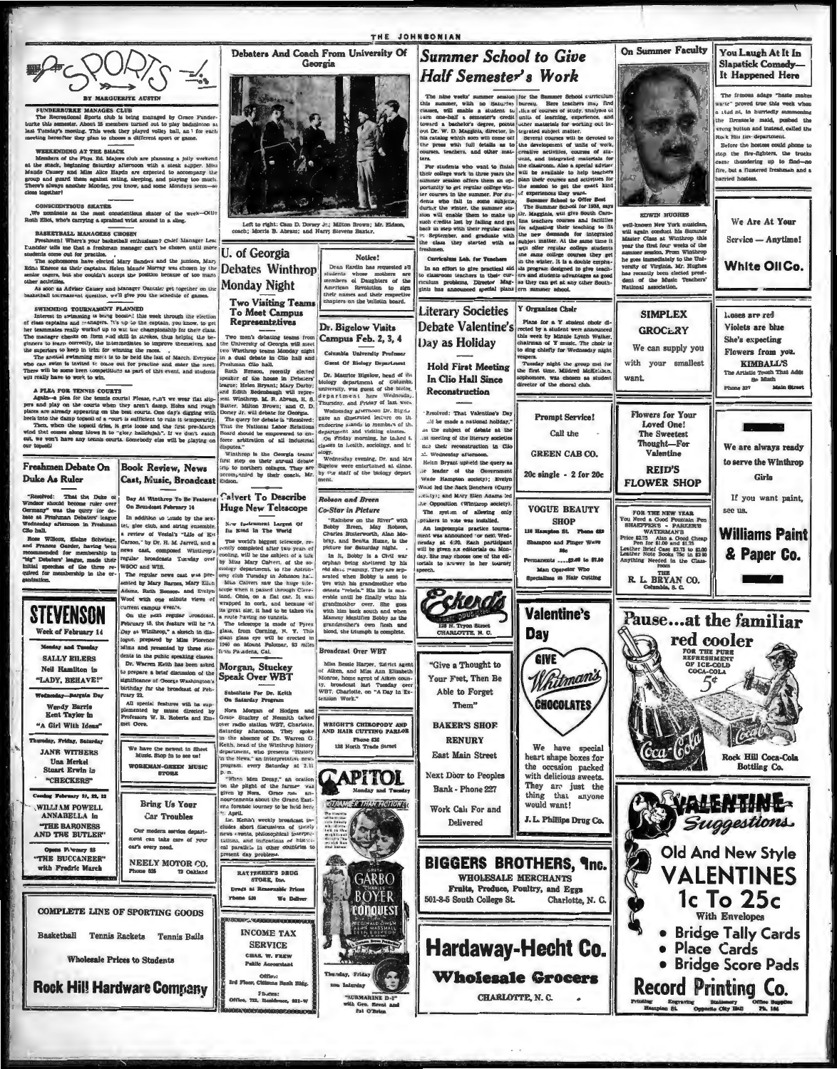# SPORTS

BY MARGUERITE AUSTIN

**FUNDERBURKE MANAGES CLUB**

The Recreational Sports club is being managed by Grace Funderburke this semester. About 25 members turned out to play badminton at last Tuesday's meeting. This week they played volley ball, an I for each meeting hereafter they plan to choose a different sport or game.

**WEEKENDING AT THE SHACK**

Members of the Phys. Ed. Majors club are planning a jolly weekend at the shack, beginning Saturday afternoon with a steak supper. Miss Maude Causey and Miss Alice Hardin are expected to accompany the group and guard them against eating, sleeping, and playing too much. There's always another Monday, you know, and some Mondays seem—so close together!

**CONSCIENTIOUS SKATER**

We nominate as the most conscientious skater of the week—Ottie Ruth Elliot, who's carrying a sprained wrist around in a sling.

**BASKETBALL MANAGERS CHOSEN**

Freshmen! Where's your basketball enthusiasm? Chief Manager Lea Dantzler tells me that a freshman manager can't be chosen until more students come out for practice.

The sophomores have elected Mary Sanders and the juniors, Mary Edna Kneece as their captains. Helen Maude Murray was chosen by the senior cagers, but she couldn't accept the position because of too many other activities.

As soon as Adviser Causey and Manager Dantzler get together on the basketball tournament question, we'll give you the schedule of games.

**SWIMMING TOURNAMENT PLANNED**

Interest in swimming is being boosted this week through the election of class captains and managers. It's up to the captain, you know, to get her teammates really worked up to win the championship for their class. The manager checks on form and skill in strokes, thus helping the beginners to learn correctly, the intermediates to improve themselves, and the superiors to keep in trim for winning the races.

The actual swimming meet is to be held the last of March. Everyone who can swim is invited to come out for practice and enter the meet. There will be some keen competition as part of this event, and students will really have to work to win.

**A PLEA FOR TENNIS COURTS**

Again—a plea for the tennis courts! Please, don't we wear flat slippers and play on the courts when they aren't damp. Holes and rough places are already appearing on the best courts. One day's digging with heels into the damp topsoil of a court is sufficient to ruin it temporarily.

Then, when the topsoil dries, it gets loose and the first pre-March wind that comes along blows it to "glory hallelujah". If we don't watch out, we won't have any tennis courts. Somebody else will be playing on our topsoil!

## Freshmen Debate On Duke As Ruler

"Resolved: That the Duke of Windsor should become ruler over Germany" was the query for debate at Freshman Debaters' league Wednesday afternoon in Freshman Clio hall.

Rose Wilcox, Elaine Schwinge, and Frances Gardner, having been recommended for membership to "big" Debaters' league, made their initial speeches of the three required for membership in the organization.

## Book Review, News Cast, Music, Broadcast

**Day At Winthrop To Be Featured On Broadcast February 14**

In addition to music by the sextet, glee club, and string ensemble, a review of Vestal's "Life of Kit Carson," by Dr. H. M. Jarrell, and a news cast, composed Winthrop's regular broadcasts Tuesday over WBT and WIS.

The regular news cast was presented by Mary Barnes, Mary Ellen Adams, Ruth Benson, and Evelyn Wood with one minute views of current campus events.

On the next regular broadcast, February 18, the feature will be "A Day at Winthrop," a sketch in dialogue, prepared by Miss Florence Minns and presented by three students in the public speaking classes. Dr. Warren Keith has been asked to prepare a brief discussion of the significance of George Washington's birthday for the broadcast of February 22.

All special features will be supplemented by music directed by Professors W. B. Roberts and Emmet Gore.

## STEVENSON

**Week of February 14**

Monday and Tuesday
SALLY EILERS
Neil Hamilton in
"LADY, BEHAVE!"

Wednesday—Bargain Day
Wendy Barrie
Kent Taylor in
"A Girl With Ideas"

Thursday, Friday, Saturday
JANE WITHERS
Una Merkel
Stuart Erwin in
"CHECKERS"

Coming February 21, 22, 23
WILLIAM POWELL
ANNABELLA in
"THE BARONESS AND THE BUTLER"

Opens February 25
"THE BUCCANEER"
with Fredric March

We have the newest in Sheet Music. Stop in to see us!

WORKMAN-GREEN MUSIC STORE

**Bring Us Your Car Troubles**

Our modern service department can take care of your car's every need.

NEELY MOTOR CO.
Phone 635 — 72 Oakland

**COMPLETE LINE OF SPORTING GOODS**

Basketball — Tennis Rackets — Tennis Balls

Wholesale Prices to Students

**Rock Hill Hardware Company**

## Debaters And Coach From University Of Georgia

Left to right: Cam D. Dorsey Jr.; Milton Brown; Mr. Eidson, coach; Morris B. Abram; and Harry Stevens Baxter.

## U. of Georgia Debates Winthrop Monday Night

### Two Visiting Teams To Meet Campus Representatives

Two men's debating teams from the University of Georgia will meet two Winthrop teams Monday night in a dual debate in Clio hall and Freshman Clio hall.

Ruth Benson, recently elected speaker of the house in Debaters' league; Helen Bryant; Mary Darby; and Edith Bodenbaugh will represent Winthrop. M. B. Abram, H. S. Baxter, Milton Brown, and C. D. Dorsey Jr. will debate for Georgia.

The query for debate is "Resolved: That the National Labor Relations Board should be empowered to enforce arbitration of all industrial disputes."

Winthrop is the Georgia teams' first stop on their annual debate trip to northern colleges. They are accompanied by their coach, Mr. Eidson.

**Notice!**

Dean Hardin has requested all students whose mothers are members of Daughters of the American Revolution to sign their names and their respective chapters on the bulletin board.

## Dr. Bigelow Visits Campus Feb. 2, 3, 4

**Columbia University Professor Guest Of Biology Department**

Dr. Maurice Bigelow, head of the biology department of Columbia university, was guest of the biology department here Wednesday, Thursday, and Friday of last week.

Wednesday afternoon Dr. Bigelow gave an illustrated lecture on the endocrine glands to members of the department and visiting classes.

On Friday morning, he talked to classes in health, sociology, and biology.

Wednesday evening, Dr. and Mrs. Bigelow were entertained at dinner by the staff of the biology department.

## Calvert To Describe Huge New Telescope

**New Instrument Largest Of Its Kind In The World**

The world's biggest telescope, recently completed after two years of cooling, will be the subject of a talk by Miss Mary Calvert, of the sociology department, to the Astronomy club Tuesday in Johnson hall.

Miss Calvert saw the huge telescope when it passed through Cleveland, Ohio, on a flat car. It was wrapped in cork, and because of its great size, it had to be taken via a route having no tunnels.

The telescope is made of Pyrex glass, from Corning, N. Y. This giant glass eye will be erected in 1940 on Mount Palomar, 93 miles from Pasadena, Cal.

## Morgan, Stuckey Speak Over WBT

**Substitute For Dr. Keith On Saturday Program**

Nora Morgan of Hodges and Grace Stuckey of Nesmith talked over radio station WBT, Charlotte, Saturday afternoon. They spoke in the absence of Dr. Warren G. Keith, head of the Winthrop history department, who presents "History in the News," an interpretative news program, every Saturday at 2:15 p. m.

"When Men Decay," an oration on the plight of the farmer was given by Nora. Grace read announcements about the Grand Eastern forensic tourney to be held here in April.

Dr. Keith's weekly broadcast includes short discussions of timely news events, philosophical interpretations, and indications of historical parallels in other countries to present day problems.

RATTERREE'S DRUG STORE, Inc.
Drugs at Reasonable Prices
Phone 530 — We Deliver

**INCOME TAX SERVICE**

CHAS. W. FREW
Public Accountant

Office:
3rd Floor, Citizens Bank Bldg.
Phones:
Office, 722, Residence, 331-W

## Summer School to Give Half Semester's Work

The nine weeks' summer session this summer, with no Saturday classes, will enable a student to earn one-half a semester's credit toward a bachelor's degree, points out Dr. W. D. Magginis, director, in his catalog which soon will come off the press with full details as to courses, teachers, and other matters.

For students who want to finish their college work in three years the summer session offers them an opportunity to get regular college winter courses in the summer. For students who fall in some subjects during the winter, the summer session will enable them to make up such credits lost by failing and get back in step with their regular class in September, and graduate with the class they started with as freshmen.

**Curriculum Lab. for Teachers**

In an effort to give practical aid to classroom teachers in their curriculum problems, Director Magginis has announced special plans for the Summer School curriculum bureau. Here teachers may find files of courses of study, analyses of units of learning, experience, and other materials for working out integrated subject matter.

Several courses will be devoted to the development of units of work, creative activities, courses of study, and integrated materials for the classroom. Also a special adviser will be available to help teachers plan their courses and activities for the session to get the exact kind of experiences they want.

**Summer School to Offer Best**

The Summer School for 1938, says Dr. Magginis, will give South Carolina teachers courses and facilities for adjusting their teaching to fit the new demands for integrated subject matter. At the same time it will offer regular college students the same college courses they get in the winter. It is a double emphasis program designed to give teachers and students advantages as good as they can get at any other Southern summer school.

## Literary Societies Debate Valentine's Day as Holiday

**Hold First Meeting In Clio Hall Since Reconstruction**

"Resolved: That Valentine's Day should be made a national holiday," was the subject of debate at the joint meeting of the literary societies since their reconstruction in Clio hall Wednesday afternoon.

Helen Bryant upheld the query as the leader of the Government (Wade Hampton society); Evelyn Wood led the Back Benchers (Curry society); and Mary Ellen Adams led the Opposition (Winthrop society).

The system of allowing only speakers to vote was installed.

An impromptu practice tournament was announced for next Wednesday at 4:30. Each participant will be given six editorials on Monday. She may choose one of the editorials to answer in her tourney speech.

## Y Organizes Choir

Plans for a Y student choir directed by a student were announced this week by Minnie Lynch Walker, chairman of Y music. The choir is to sing chiefly for Wednesday night vespers.

Tuesday night the group met for the first time. Mildred McKelthan, sophomore, was chosen as student director of the choral club.

**Robeson and Breen Co-Star in Picture**

"Rainbow on the River" with Bobby Breen, May Robson, Charles Butterworth, Alan Mowbray, and Benita Hume, is the picture for Saturday night.

In it, Bobby is a Civil war orphan being sheltered by his old slave mammy. They are separated when Bobby is sent to live with his grandmother who detests "rebels." His life is miserable until he finally wins his grandmother over. She goes with him back south and when Mammy identifies Bobby as the grandmother's own flesh and blood, the triumph is complete.

## Broadcast Over WBT

Miss Bessie Harper, district agent of Aiken, and Miss Ann Elizabeth Monroe, home agent of Aiken county, broadcast last Tuesday over WBT, Charlotte, on "A Day in Extension Work."

WRIGHT'S CHIROPODY AND HAIR CUTTING PARLOR
Phone 636
128 North Trade Street

**CAPITOL**

Monday and Tuesday

GARBO — BOYER — CONQUEST

Thursday, Friday and Saturday

"SUBMARINE D-1"
with Geo. Brent and Pat O'Brien

**Prompt Service!**

Call the

GREEN CAB CO.

20c single - 2 for 20c

**VOGUE BEAUTY SHOP**

116 Hampton St. Phone 683

Shampoo and Finger Wave 50c

Permanents ....$2.00 to $7.50

Man Operator Who Specializes in Hair Cutting

**Eckerd's**

125 N. Tryon Street
CHARLOTTE, N. C.

"Give a Thought to Your Feet, Then Be Able to Forget Them"

BAKER'S SHOE RENURY

East Main Street

Next Door to Peoples Bank - Phone 227

Work Called For and Delivered

**Valentine's Day**

GIVE Whitman's CHOCOLATES

We have special heart shape boxes for the occasion packed with delicious sweets. They are just the thing that anyone would want!

J. L. Phillips Drug Co.

**BIGGERS BROTHERS, Inc.**

WHOLESALE MERCHANTS
Fruits, Produce, Poultry, and Eggs
501-3-5 South College St. — Charlotte, N. C.

**Hardaway-Hecht Co.**

Wholesale Grocers

CHARLOTTE, N. C.

## On Summer Faculty

EDWIN HUGHES

well-known New York musician, will again conduct his Summer Master Class at Winthrop this year the first four weeks of the summer session. From Winthrop he goes immediately to the University of Virginia. Mr. Hughes has recently been elected president of the Music Teachers' National association.

**SIMPLEX GROCERY**

We can supply you with your smallest want.

**Flowers for Your Loved One! The Sweetest Thought—For Valentine**

REID'S FLOWER SHOP

FOR THE NEW YEAR
You Need a Good Fountain Pen
SHAEFFER'S - PARKER'S
WATERMAN'S
Price $2.75 — Also a Good Cheap Pen for $1.00 and $1.75
Leather Brief Case $2.75 to $3.00
Leather Note Books 75c to $2.50
Anything Needed in the Class-room

THE
R. L. BRYAN CO.
Columbia, S. C.

## You Laugh At It In Slapstick Comedy—It Happened Here

The famous adage "haste makes waste" proved true this week when a student, in hurriedly summoning the firemen to a small matter, pushed the wrong button and instead, called the Rock Hill fire department.

Before the hostess could phone to stop the fire-fighters, the trucks came thundering up to find—no fire, but a flustered freshman and a harried hostess.

**We Are At Your Service — Anytime!**

**White Oil Co.**

Roses are red
Violets are blue
She's expecting
Flowers from you.

KIMBALL'S
The Artistic Touch That Adds So Much
Phone 337 — Main Street

We are always ready to serve the Winthrop Girls

If you want paint, see us.

**Williams Paint & Paper Co.**

**Pause...at the familiar red cooler**

FOR THE PURE REFRESHMENT OF ICE-COLD COCA-COLA 5¢

Rock Hill Coca-Cola Bottling Co.

**VALENTINE Suggestions**

**Old And New Style VALENTINES**

**1c To 25c**

With Envelopes

- Bridge Tally Cards
- Place Cards
- Bridge Score Pads

**Record Printing Co.**

Printing — Engraving — Stationery — Office Supplies
Hampton St. — Opposite City Hall — Ph. 164